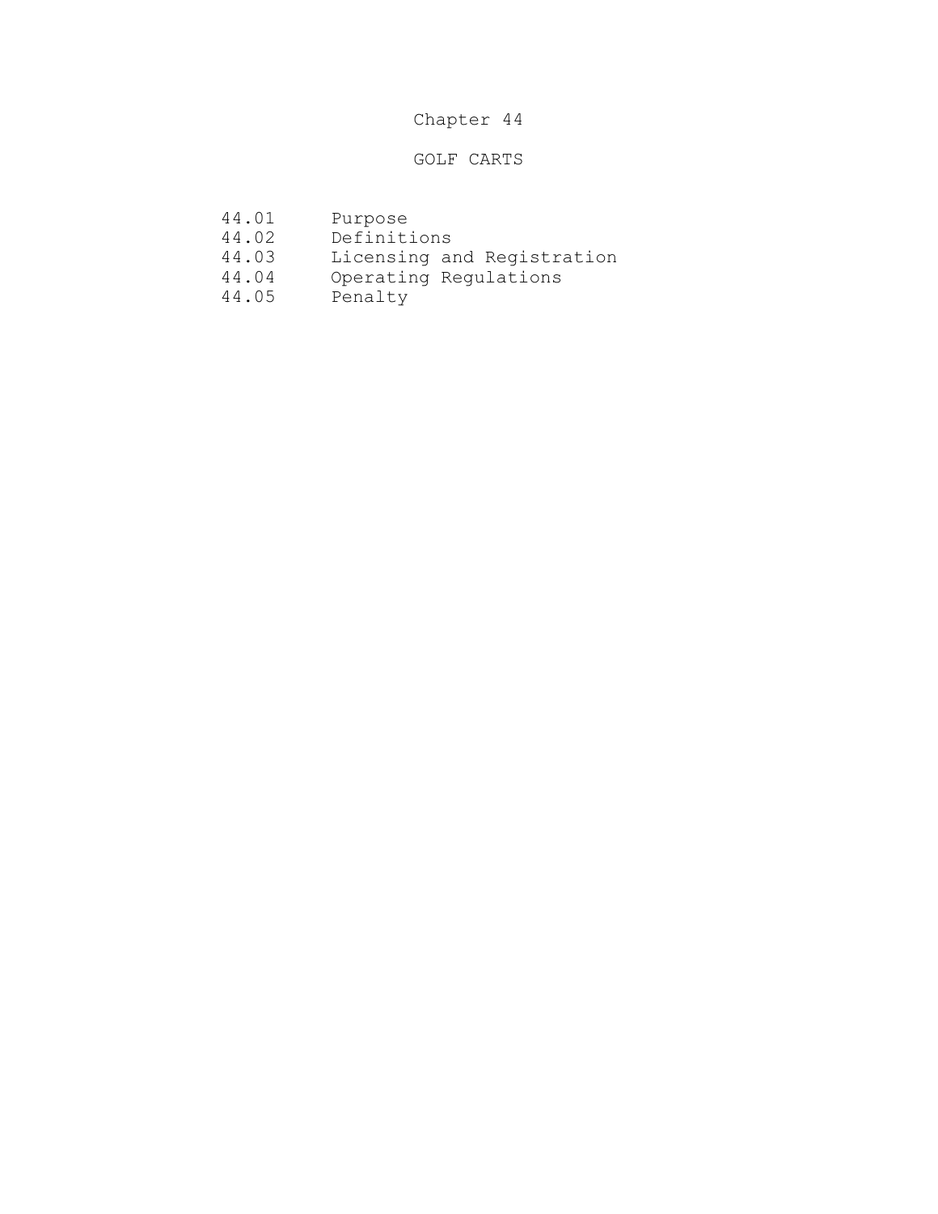# Chapter 44

## GOLF CARTS

44.01 Purpose
44.02 Definitions
44.03 Licensing and Registration
44.04 Operating Regulations
44.05 Penalty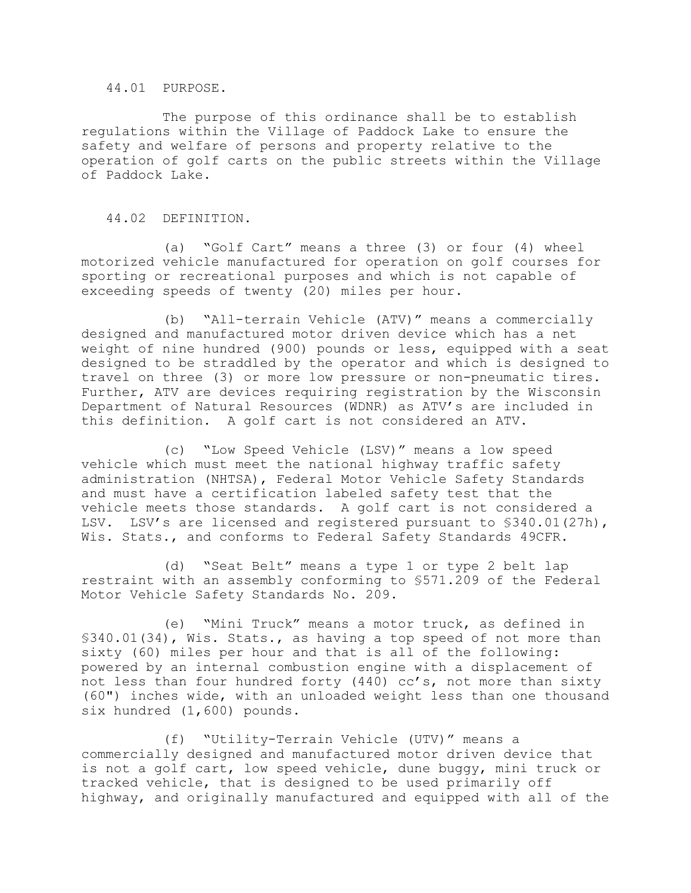## 44.01 PURPOSE.

The purpose of this ordinance shall be to establish regulations within the Village of Paddock Lake to ensure the safety and welfare of persons and property relative to the operation of golf carts on the public streets within the Village of Paddock Lake.

## 44.02 DEFINITION.

(a) "Golf Cart" means a three (3) or four (4) wheel motorized vehicle manufactured for operation on golf courses for sporting or recreational purposes and which is not capable of exceeding speeds of twenty (20) miles per hour.

(b) "All-terrain Vehicle (ATV)" means a commercially designed and manufactured motor driven device which has a net weight of nine hundred (900) pounds or less, equipped with a seat designed to be straddled by the operator and which is designed to travel on three (3) or more low pressure or non-pneumatic tires. Further, ATV are devices requiring registration by the Wisconsin Department of Natural Resources (WDNR) as ATV's are included in this definition. A golf cart is not considered an ATV.

(c) "Low Speed Vehicle (LSV)" means a low speed vehicle which must meet the national highway traffic safety administration (NHTSA), Federal Motor Vehicle Safety Standards and must have a certification labeled safety test that the vehicle meets those standards. A golf cart is not considered a LSV. LSV's are licensed and registered pursuant to §340.01(27h), Wis. Stats., and conforms to Federal Safety Standards 49CFR.

(d) "Seat Belt" means a type 1 or type 2 belt lap restraint with an assembly conforming to §571.209 of the Federal Motor Vehicle Safety Standards No. 209.

(e) "Mini Truck" means a motor truck, as defined in §340.01(34), Wis. Stats., as having a top speed of not more than sixty (60) miles per hour and that is all of the following: powered by an internal combustion engine with a displacement of not less than four hundred forty (440) cc's, not more than sixty (60") inches wide, with an unloaded weight less than one thousand six hundred (1,600) pounds.

(f) "Utility-Terrain Vehicle (UTV)" means a commercially designed and manufactured motor driven device that is not a golf cart, low speed vehicle, dune buggy, mini truck or tracked vehicle, that is designed to be used primarily off highway, and originally manufactured and equipped with all of the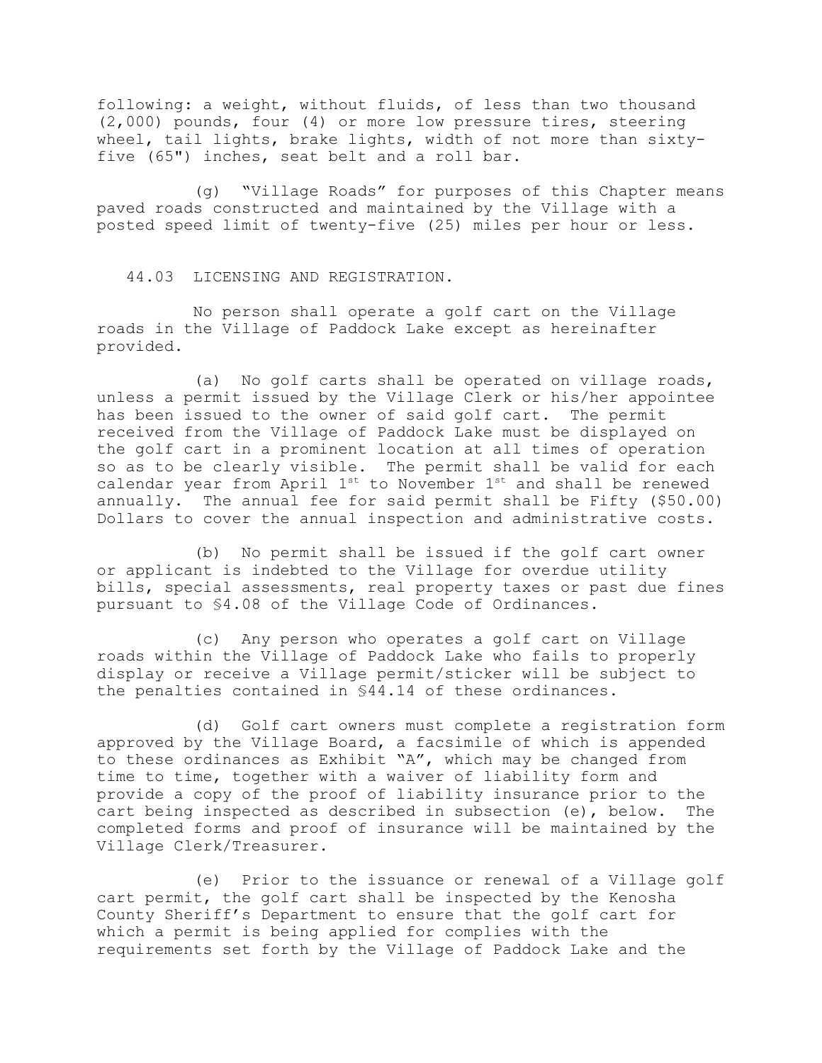following: a weight, without fluids, of less than two thousand (2,000) pounds, four (4) or more low pressure tires, steering wheel, tail lights, brake lights, width of not more than sixty-five (65") inches, seat belt and a roll bar.

(g) "Village Roads" for purposes of this Chapter means paved roads constructed and maintained by the Village with a posted speed limit of twenty-five (25) miles per hour or less.

## 44.03 LICENSING AND REGISTRATION.

No person shall operate a golf cart on the Village roads in the Village of Paddock Lake except as hereinafter provided.

(a) No golf carts shall be operated on village roads, unless a permit issued by the Village Clerk or his/her appointee has been issued to the owner of said golf cart. The permit received from the Village of Paddock Lake must be displayed on the golf cart in a prominent location at all times of operation so as to be clearly visible. The permit shall be valid for each calendar year from April 1st to November 1st and shall be renewed annually. The annual fee for said permit shall be Fifty ($50.00) Dollars to cover the annual inspection and administrative costs.

(b) No permit shall be issued if the golf cart owner or applicant is indebted to the Village for overdue utility bills, special assessments, real property taxes or past due fines pursuant to §4.08 of the Village Code of Ordinances.

(c) Any person who operates a golf cart on Village roads within the Village of Paddock Lake who fails to properly display or receive a Village permit/sticker will be subject to the penalties contained in §44.14 of these ordinances.

(d) Golf cart owners must complete a registration form approved by the Village Board, a facsimile of which is appended to these ordinances as Exhibit "A", which may be changed from time to time, together with a waiver of liability form and provide a copy of the proof of liability insurance prior to the cart being inspected as described in subsection (e), below. The completed forms and proof of insurance will be maintained by the Village Clerk/Treasurer.

(e) Prior to the issuance or renewal of a Village golf cart permit, the golf cart shall be inspected by the Kenosha County Sheriff's Department to ensure that the golf cart for which a permit is being applied for complies with the requirements set forth by the Village of Paddock Lake and the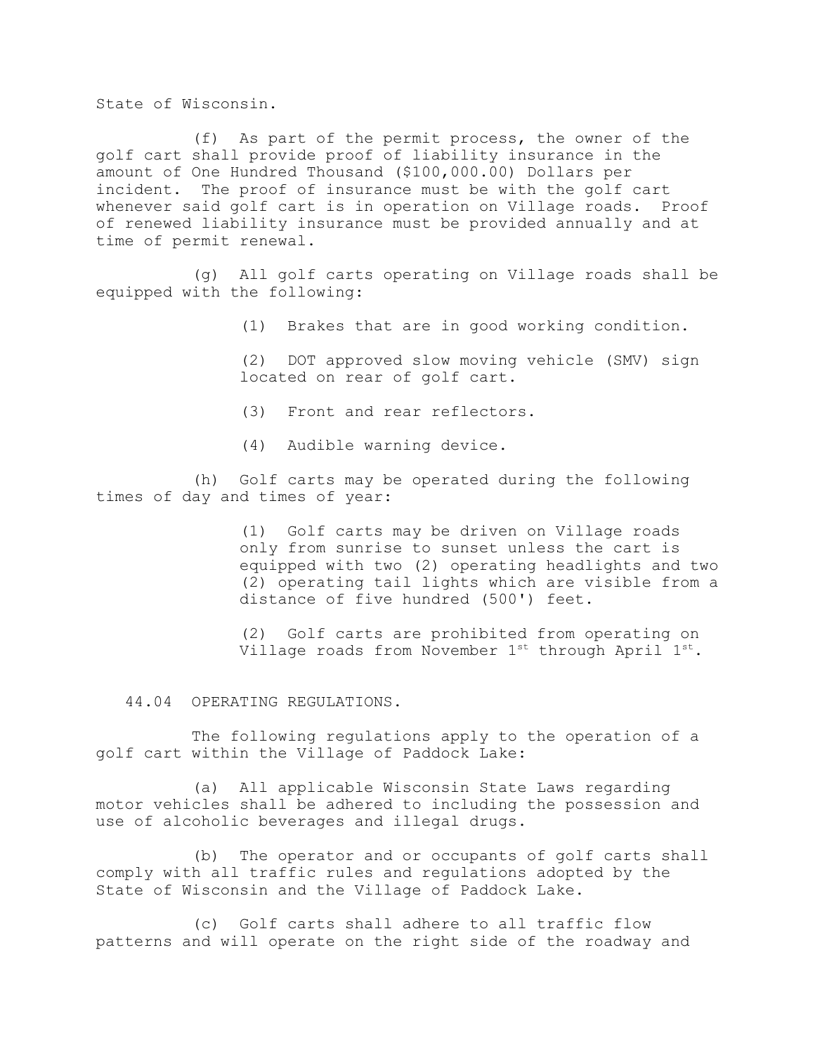State of Wisconsin.

(f) As part of the permit process, the owner of the golf cart shall provide proof of liability insurance in the amount of One Hundred Thousand ($100,000.00) Dollars per incident. The proof of insurance must be with the golf cart whenever said golf cart is in operation on Village roads. Proof of renewed liability insurance must be provided annually and at time of permit renewal.

(g) All golf carts operating on Village roads shall be equipped with the following:

(1) Brakes that are in good working condition.

(2) DOT approved slow moving vehicle (SMV) sign located on rear of golf cart.

(3) Front and rear reflectors.

(4) Audible warning device.

(h) Golf carts may be operated during the following times of day and times of year:

(1) Golf carts may be driven on Village roads only from sunrise to sunset unless the cart is equipped with two (2) operating headlights and two (2) operating tail lights which are visible from a distance of five hundred (500') feet.

(2) Golf carts are prohibited from operating on Village roads from November 1st through April 1st.

## 44.04 OPERATING REGULATIONS.

The following regulations apply to the operation of a golf cart within the Village of Paddock Lake:

(a) All applicable Wisconsin State Laws regarding motor vehicles shall be adhered to including the possession and use of alcoholic beverages and illegal drugs.

(b) The operator and or occupants of golf carts shall comply with all traffic rules and regulations adopted by the State of Wisconsin and the Village of Paddock Lake.

(c) Golf carts shall adhere to all traffic flow patterns and will operate on the right side of the roadway and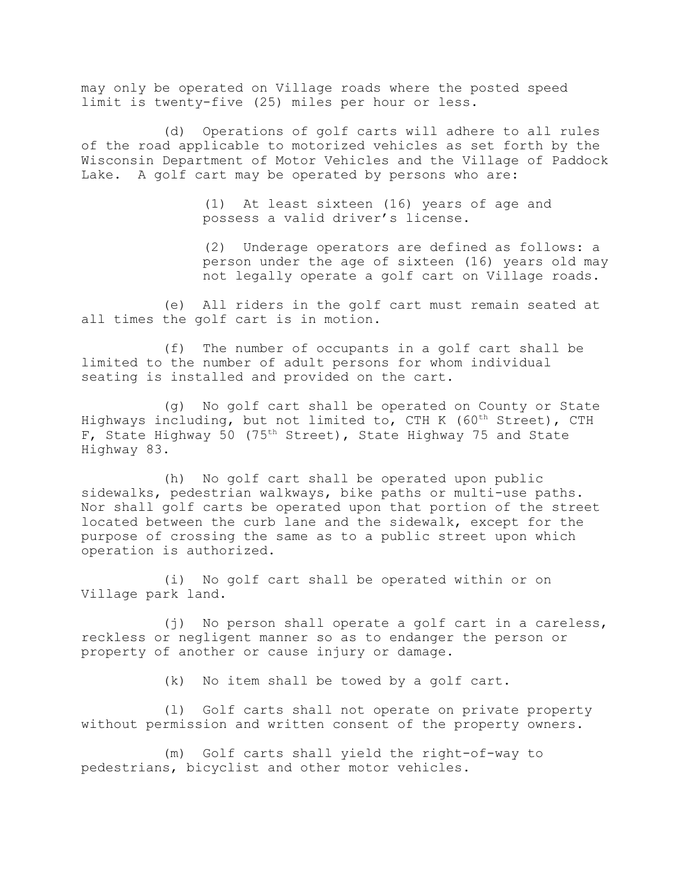may only be operated on Village roads where the posted speed limit is twenty-five (25) miles per hour or less.

(d) Operations of golf carts will adhere to all rules of the road applicable to motorized vehicles as set forth by the Wisconsin Department of Motor Vehicles and the Village of Paddock Lake. A golf cart may be operated by persons who are:

> (1) At least sixteen (16) years of age and possess a valid driver's license.
>
> (2) Underage operators are defined as follows: a person under the age of sixteen (16) years old may not legally operate a golf cart on Village roads.

(e) All riders in the golf cart must remain seated at all times the golf cart is in motion.

(f) The number of occupants in a golf cart shall be limited to the number of adult persons for whom individual seating is installed and provided on the cart.

(g) No golf cart shall be operated on County or State Highways including, but not limited to, CTH K (60th Street), CTH F, State Highway 50 (75th Street), State Highway 75 and State Highway 83.

(h) No golf cart shall be operated upon public sidewalks, pedestrian walkways, bike paths or multi-use paths. Nor shall golf carts be operated upon that portion of the street located between the curb lane and the sidewalk, except for the purpose of crossing the same as to a public street upon which operation is authorized.

(i) No golf cart shall be operated within or on Village park land.

(j) No person shall operate a golf cart in a careless, reckless or negligent manner so as to endanger the person or property of another or cause injury or damage.

(k) No item shall be towed by a golf cart.

(l) Golf carts shall not operate on private property without permission and written consent of the property owners.

(m) Golf carts shall yield the right-of-way to pedestrians, bicyclist and other motor vehicles.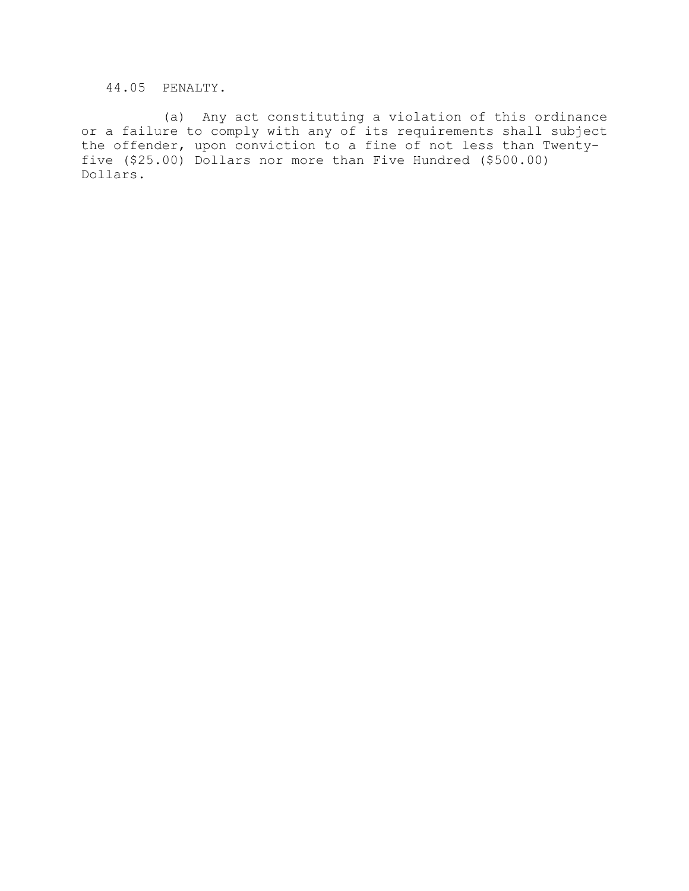## 44.05 PENALTY.

(a) Any act constituting a violation of this ordinance or a failure to comply with any of its requirements shall subject the offender, upon conviction to a fine of not less than Twenty-five ($25.00) Dollars nor more than Five Hundred ($500.00) Dollars.